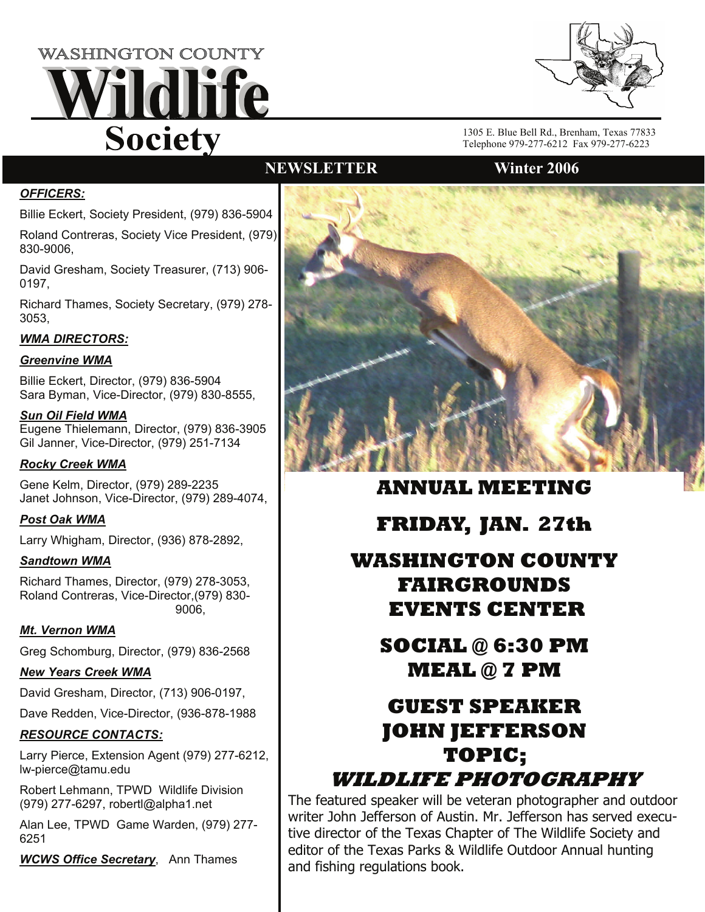# WASHINGTON COUNTY Wildlife Society

1305 E. Blue Bell Rd., Brenham, Texas 77833
Telephone 979-277-6212 Fax 979-277-6223

**NEWSLETTER** **Winter 2006**

***OFFICERS:***

Billie Eckert, Society President, (979) 836-5904

Roland Contreras, Society Vice President, (979) 830-9006,

David Gresham, Society Treasurer, (713) 906-0197,

Richard Thames, Society Secretary, (979) 278-3053,

***WMA DIRECTORS:***

***Greenvine WMA***

Billie Eckert, Director, (979) 836-5904
Sara Byman, Vice-Director, (979) 830-8555,

***Sun Oil Field WMA***

Eugene Thielemann, Director, (979) 836-3905
Gil Janner, Vice-Director, (979) 251-7134

***Rocky Creek WMA***

Gene Kelm, Director, (979) 289-2235
Janet Johnson, Vice-Director, (979) 289-4074,

***Post Oak WMA***

Larry Whigham, Director, (936) 878-2892,

***Sandtown WMA***

Richard Thames, Director, (979) 278-3053,
Roland Contreras, Vice-Director,(979) 830-9006,

***Mt. Vernon WMA***

Greg Schomburg, Director, (979) 836-2568

***New Years Creek WMA***

David Gresham, Director, (713) 906-0197,

Dave Redden, Vice-Director, (936-878-1988

***RESOURCE CONTACTS:***

Larry Pierce, Extension Agent (979) 277-6212, lw-pierce@tamu.edu

Robert Lehmann, TPWD Wildlife Division (979) 277-6297, robertl@alpha1.net

Alan Lee, TPWD Game Warden, (979) 277-6251

***WCWS Office Secretary***, Ann Thames

## ANNUAL MEETING

## FRIDAY, JAN. 27th

## WASHINGTON COUNTY FAIRGROUNDS EVENTS CENTER

## SOCIAL @ 6:30 PM
## MEAL @ 7 PM

## GUEST SPEAKER JOHN JEFFERSON TOPIC;
## *WILDLIFE PHOTOGRAPHY*

The featured speaker will be veteran photographer and outdoor writer John Jefferson of Austin. Mr. Jefferson has served executive director of the Texas Chapter of The Wildlife Society and editor of the Texas Parks & Wildlife Outdoor Annual hunting and fishing regulations book.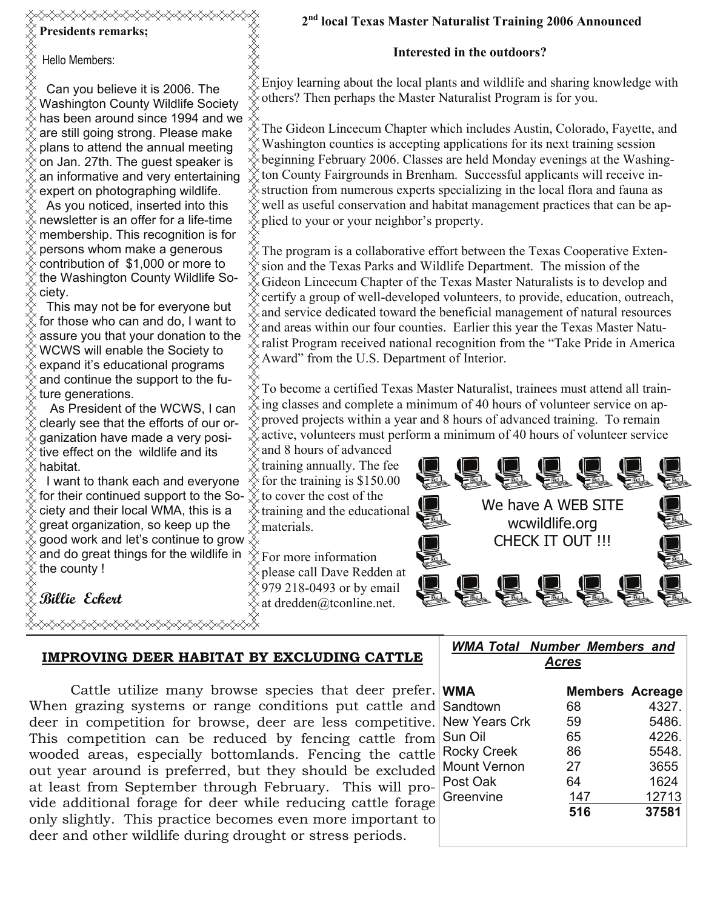## Presidents remarks;

Hello Members:

Can you believe it is 2006. The Washington County Wildlife Society has been around since 1994 and we are still going strong. Please make plans to attend the annual meeting on Jan. 27th. The guest speaker is an informative and very entertaining expert on photographing wildlife.

As you noticed, inserted into this newsletter is an offer for a life-time membership. This recognition is for persons whom make a generous contribution of $1,000 or more to the Washington County Wildlife Society.

This may not be for everyone but for those who can and do, I want to assure you that your donation to the WCWS will enable the Society to expand it's educational programs and continue the support to the future generations.

As President of the WCWS, I can clearly see that the efforts of our organization have made a very positive effect on the wildlife and its habitat.

I want to thank each and everyone for their continued support to the Society and their local WMA, this is a great organization, so keep up the good work and let's continue to grow and do great things for the wildlife in the county !

*Billie Eckert*

## 2nd local Texas Master Naturalist Training 2006 Announced

**Interested in the outdoors?**

Enjoy learning about the local plants and wildlife and sharing knowledge with others? Then perhaps the Master Naturalist Program is for you.

The Gideon Lincecum Chapter which includes Austin, Colorado, Fayette, and Washington counties is accepting applications for its next training session beginning February 2006. Classes are held Monday evenings at the Washington County Fairgrounds in Brenham. Successful applicants will receive instruction from numerous experts specializing in the local flora and fauna as well as useful conservation and habitat management practices that can be applied to your or your neighbor's property.

The program is a collaborative effort between the Texas Cooperative Extension and the Texas Parks and Wildlife Department. The mission of the Gideon Lincecum Chapter of the Texas Master Naturalists is to develop and certify a group of well-developed volunteers, to provide, education, outreach, and service dedicated toward the beneficial management of natural resources and areas within our four counties. Earlier this year the Texas Master Naturalist Program received national recognition from the "Take Pride in America Award" from the U.S. Department of Interior.

To become a certified Texas Master Naturalist, trainees must attend all training classes and complete a minimum of 40 hours of volunteer service on approved projects within a year and 8 hours of advanced training. To remain active, volunteers must perform a minimum of 40 hours of volunteer service and 8 hours of advanced training annually. The fee for the training is $150.00 to cover the cost of the training and the educational materials.

For more information please call Dave Redden at 979 218-0493 or by email at dredden@tconline.net.

We have A WEB SITE
wcwildlife.org
CHECK IT OUT !!!

## IMPROVING DEER HABITAT BY EXCLUDING CATTLE

Cattle utilize many browse species that deer prefer. When grazing systems or range conditions put cattle and deer in competition for browse, deer are less competitive. This competition can be reduced by fencing cattle from wooded areas, especially bottomlands. Fencing the cattle out year around is preferred, but they should be excluded at least from September through February. This will provide additional forage for deer while reducing cattle forage only slightly. This practice becomes even more important to deer and other wildlife during drought or stress periods.

***WMA Total Number Members and Acres***

| WMA | Members | Acreage |
|---|---|---|
| Sandtown | 68 | 4327. |
| New Years Crk | 59 | 5486. |
| Sun Oil | 65 | 4226. |
| Rocky Creek | 86 | 5548. |
| Mount Vernon | 27 | 3655 |
| Post Oak | 64 | 1624 |
| Greenvine | 147 | 12713 |
| | **516** | **37581** |